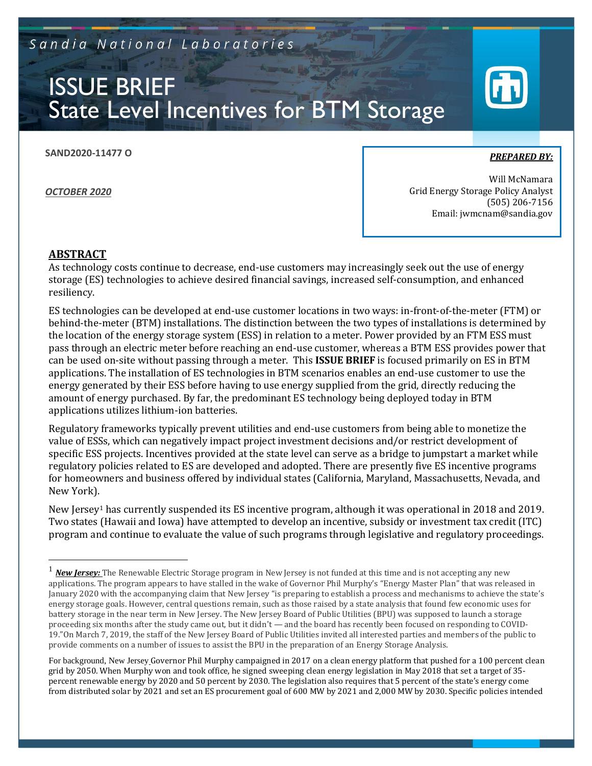Sandia National Laboratories

# ISSUE BRIEF
# State Level Incentives for BTM Storage

**SAND2020-11477 O**

***OCTOBER 2020***

***PREPARED BY:***

Will McNamara
Grid Energy Storage Policy Analyst
(505) 206-7156
Email: jwmcnam@sandia.gov

## ABSTRACT

As technology costs continue to decrease, end-use customers may increasingly seek out the use of energy storage (ES) technologies to achieve desired financial savings, increased self-consumption, and enhanced resiliency.

ES technologies can be developed at end-use customer locations in two ways: in-front-of-the-meter (FTM) or behind-the-meter (BTM) installations. The distinction between the two types of installations is determined by the location of the energy storage system (ESS) in relation to a meter. Power provided by an FTM ESS must pass through an electric meter before reaching an end-use customer, whereas a BTM ESS provides power that can be used on-site without passing through a meter. This **ISSUE BRIEF** is focused primarily on ES in BTM applications. The installation of ES technologies in BTM scenarios enables an end-use customer to use the energy generated by their ESS before having to use energy supplied from the grid, directly reducing the amount of energy purchased. By far, the predominant ES technology being deployed today in BTM applications utilizes lithium-ion batteries.

Regulatory frameworks typically prevent utilities and end-use customers from being able to monetize the value of ESSs, which can negatively impact project investment decisions and/or restrict development of specific ESS projects. Incentives provided at the state level can serve as a bridge to jumpstart a market while regulatory policies related to ES are developed and adopted. There are presently five ES incentive programs for homeowners and business offered by individual states (California, Maryland, Massachusetts, Nevada, and New York).

New Jersey[1] has currently suspended its ES incentive program, although it was operational in 2018 and 2019. Two states (Hawaii and Iowa) have attempted to develop an incentive, subsidy or investment tax credit (ITC) program and continue to evaluate the value of such programs through legislative and regulatory proceedings.

---

[1] ***New Jersey:*** The Renewable Electric Storage program in New Jersey is not funded at this time and is not accepting any new applications. The program appears to have stalled in the wake of Governor Phil Murphy's "Energy Master Plan" that was released in January 2020 with the accompanying claim that New Jersey "is preparing to establish a process and mechanisms to achieve the state's energy storage goals. However, central questions remain, such as those raised by a state analysis that found few economic uses for battery storage in the near term in New Jersey. The New Jersey Board of Public Utilities (BPU) was supposed to launch a storage proceeding six months after the study came out, but it didn't — and the board has recently been focused on responding to COVID-19."On March 7, 2019, the staff of the New Jersey Board of Public Utilities invited all interested parties and members of the public to provide comments on a number of issues to assist the BPU in the preparation of an Energy Storage Analysis.

For background, New Jersey Governor Phil Murphy campaigned in 2017 on a clean energy platform that pushed for a 100 percent clean grid by 2050. When Murphy won and took office, he signed sweeping clean energy legislation in May 2018 that set a target of 35-percent renewable energy by 2020 and 50 percent by 2030. The legislation also requires that 5 percent of the state's energy come from distributed solar by 2021 and set an ES procurement goal of 600 MW by 2021 and 2,000 MW by 2030. Specific policies intended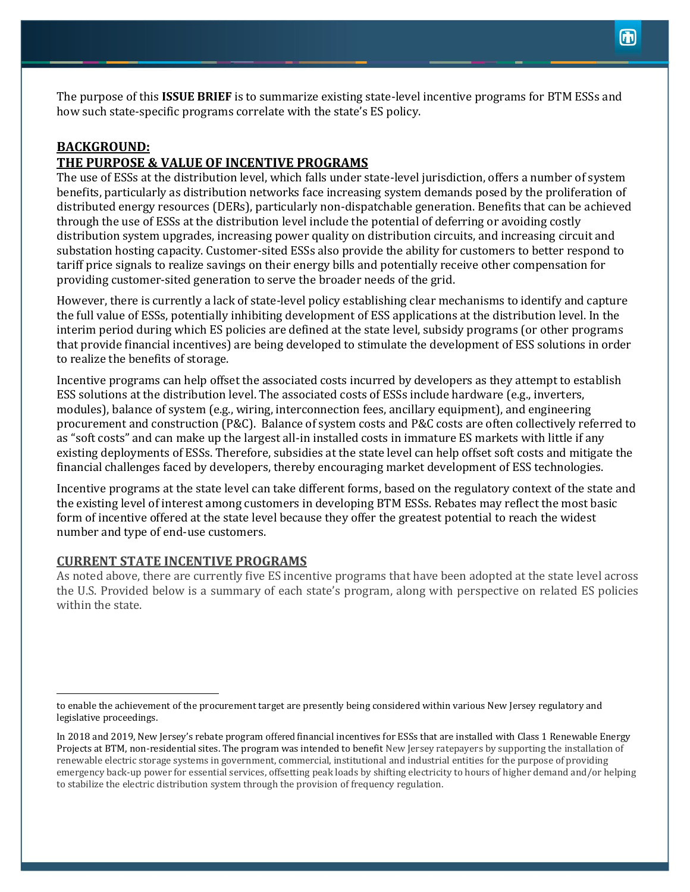The purpose of this **ISSUE BRIEF** is to summarize existing state-level incentive programs for BTM ESSs and how such state-specific programs correlate with the state's ES policy.

## BACKGROUND: THE PURPOSE & VALUE OF INCENTIVE PROGRAMS

The use of ESSs at the distribution level, which falls under state-level jurisdiction, offers a number of system benefits, particularly as distribution networks face increasing system demands posed by the proliferation of distributed energy resources (DERs), particularly non-dispatchable generation. Benefits that can be achieved through the use of ESSs at the distribution level include the potential of deferring or avoiding costly distribution system upgrades, increasing power quality on distribution circuits, and increasing circuit and substation hosting capacity. Customer-sited ESSs also provide the ability for customers to better respond to tariff price signals to realize savings on their energy bills and potentially receive other compensation for providing customer-sited generation to serve the broader needs of the grid.

However, there is currently a lack of state-level policy establishing clear mechanisms to identify and capture the full value of ESSs, potentially inhibiting development of ESS applications at the distribution level. In the interim period during which ES policies are defined at the state level, subsidy programs (or other programs that provide financial incentives) are being developed to stimulate the development of ESS solutions in order to realize the benefits of storage.

Incentive programs can help offset the associated costs incurred by developers as they attempt to establish ESS solutions at the distribution level. The associated costs of ESSs include hardware (e.g., inverters, modules), balance of system (e.g., wiring, interconnection fees, ancillary equipment), and engineering procurement and construction (P&C). Balance of system costs and P&C costs are often collectively referred to as "soft costs" and can make up the largest all-in installed costs in immature ES markets with little if any existing deployments of ESSs. Therefore, subsidies at the state level can help offset soft costs and mitigate the financial challenges faced by developers, thereby encouraging market development of ESS technologies.

Incentive programs at the state level can take different forms, based on the regulatory context of the state and the existing level of interest among customers in developing BTM ESSs. Rebates may reflect the most basic form of incentive offered at the state level because they offer the greatest potential to reach the widest number and type of end-use customers.

## CURRENT STATE INCENTIVE PROGRAMS

As noted above, there are currently five ES incentive programs that have been adopted at the state level across the U.S. Provided below is a summary of each state's program, along with perspective on related ES policies within the state.

---

to enable the achievement of the procurement target are presently being considered within various New Jersey regulatory and legislative proceedings.

In 2018 and 2019, New Jersey's rebate program offered financial incentives for ESSs that are installed with Class 1 Renewable Energy Projects at BTM, non-residential sites. The program was intended to benefit New Jersey ratepayers by supporting the installation of renewable electric storage systems in government, commercial, institutional and industrial entities for the purpose of providing emergency back-up power for essential services, offsetting peak loads by shifting electricity to hours of higher demand and/or helping to stabilize the electric distribution system through the provision of frequency regulation.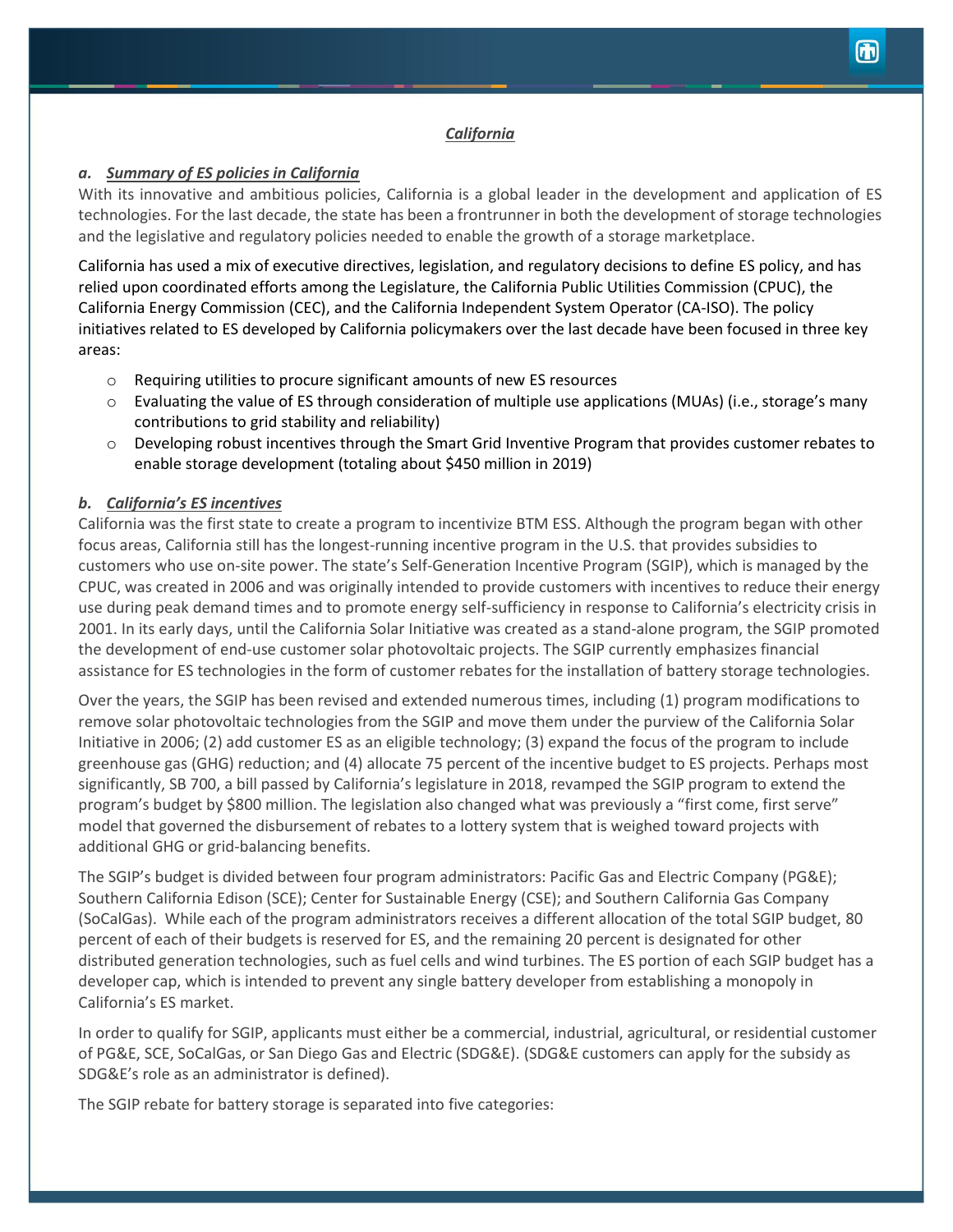## *California*

### *a. Summary of ES policies in California*

With its innovative and ambitious policies, California is a global leader in the development and application of ES technologies. For the last decade, the state has been a frontrunner in both the development of storage technologies and the legislative and regulatory policies needed to enable the growth of a storage marketplace.

California has used a mix of executive directives, legislation, and regulatory decisions to define ES policy, and has relied upon coordinated efforts among the Legislature, the California Public Utilities Commission (CPUC), the California Energy Commission (CEC), and the California Independent System Operator (CA-ISO). The policy initiatives related to ES developed by California policymakers over the last decade have been focused in three key areas:

- Requiring utilities to procure significant amounts of new ES resources
- Evaluating the value of ES through consideration of multiple use applications (MUAs) (i.e., storage's many contributions to grid stability and reliability)
- Developing robust incentives through the Smart Grid Inventive Program that provides customer rebates to enable storage development (totaling about $450 million in 2019)

### *b. California's ES incentives*

California was the first state to create a program to incentivize BTM ESS. Although the program began with other focus areas, California still has the longest-running incentive program in the U.S. that provides subsidies to customers who use on-site power. The state's Self-Generation Incentive Program (SGIP), which is managed by the CPUC, was created in 2006 and was originally intended to provide customers with incentives to reduce their energy use during peak demand times and to promote energy self-sufficiency in response to California's electricity crisis in 2001. In its early days, until the California Solar Initiative was created as a stand-alone program, the SGIP promoted the development of end-use customer solar photovoltaic projects. The SGIP currently emphasizes financial assistance for ES technologies in the form of customer rebates for the installation of battery storage technologies.

Over the years, the SGIP has been revised and extended numerous times, including (1) program modifications to remove solar photovoltaic technologies from the SGIP and move them under the purview of the California Solar Initiative in 2006; (2) add customer ES as an eligible technology; (3) expand the focus of the program to include greenhouse gas (GHG) reduction; and (4) allocate 75 percent of the incentive budget to ES projects. Perhaps most significantly, SB 700, a bill passed by California's legislature in 2018, revamped the SGIP program to extend the program's budget by $800 million. The legislation also changed what was previously a "first come, first serve" model that governed the disbursement of rebates to a lottery system that is weighed toward projects with additional GHG or grid-balancing benefits.

The SGIP's budget is divided between four program administrators: Pacific Gas and Electric Company (PG&E); Southern California Edison (SCE); Center for Sustainable Energy (CSE); and Southern California Gas Company (SoCalGas). While each of the program administrators receives a different allocation of the total SGIP budget, 80 percent of each of their budgets is reserved for ES, and the remaining 20 percent is designated for other distributed generation technologies, such as fuel cells and wind turbines. The ES portion of each SGIP budget has a developer cap, which is intended to prevent any single battery developer from establishing a monopoly in California's ES market.

In order to qualify for SGIP, applicants must either be a commercial, industrial, agricultural, or residential customer of PG&E, SCE, SoCalGas, or San Diego Gas and Electric (SDG&E). (SDG&E customers can apply for the subsidy as SDG&E's role as an administrator is defined).

The SGIP rebate for battery storage is separated into five categories: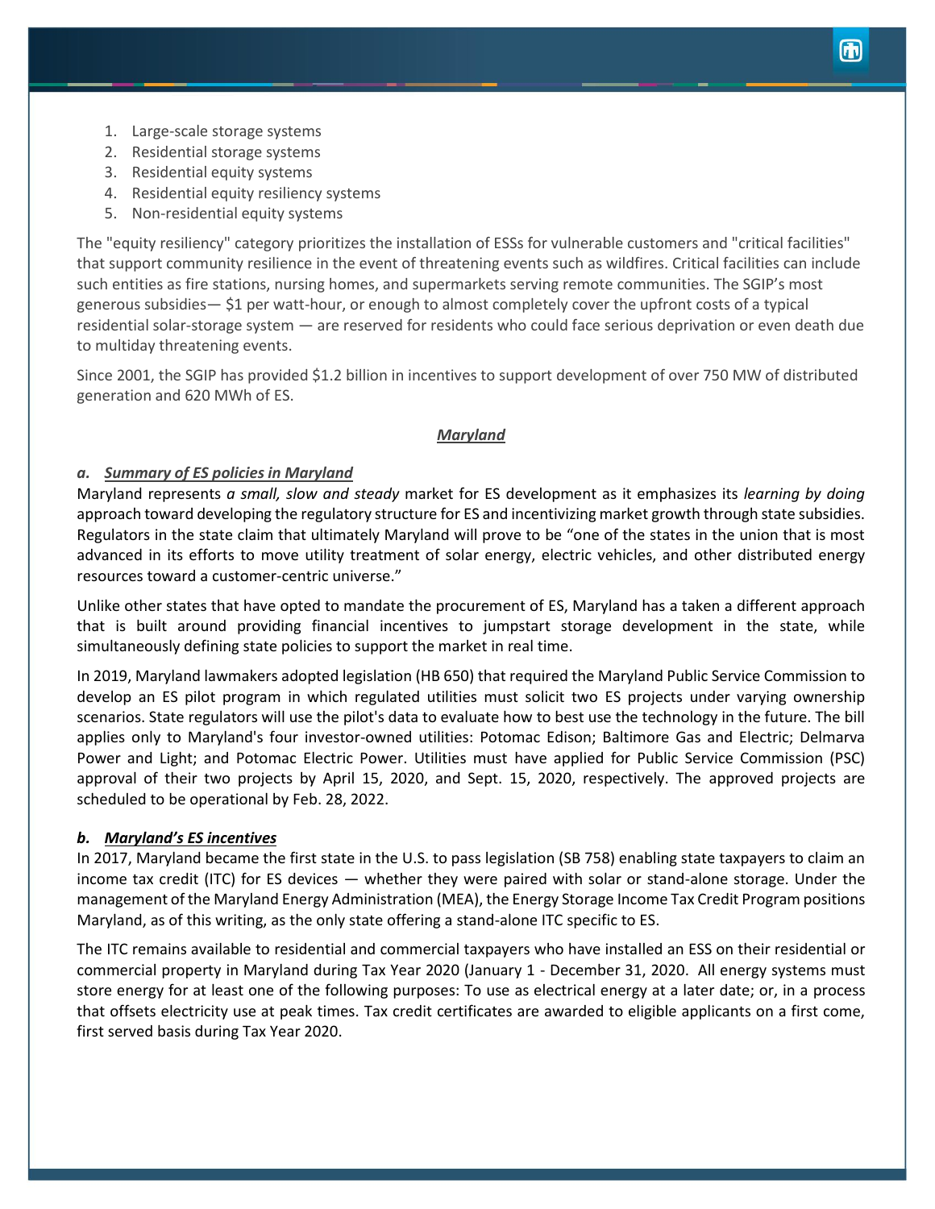1. Large-scale storage systems
2. Residential storage systems
3. Residential equity systems
4. Residential equity resiliency systems
5. Non-residential equity systems

The "equity resiliency" category prioritizes the installation of ESSs for vulnerable customers and "critical facilities" that support community resilience in the event of threatening events such as wildfires. Critical facilities can include such entities as fire stations, nursing homes, and supermarkets serving remote communities. The SGIP's most generous subsidies— $1 per watt-hour, or enough to almost completely cover the upfront costs of a typical residential solar-storage system — are reserved for residents who could face serious deprivation or even death due to multiday threatening events.

Since 2001, the SGIP has provided $1.2 billion in incentives to support development of over 750 MW of distributed generation and 620 MWh of ES.

## ***Maryland***

### *a. Summary of ES policies in Maryland*

Maryland represents *a small, slow and steady* market for ES development as it emphasizes its *learning by doing* approach toward developing the regulatory structure for ES and incentivizing market growth through state subsidies. Regulators in the state claim that ultimately Maryland will prove to be "one of the states in the union that is most advanced in its efforts to move utility treatment of solar energy, electric vehicles, and other distributed energy resources toward a customer-centric universe."

Unlike other states that have opted to mandate the procurement of ES, Maryland has a taken a different approach that is built around providing financial incentives to jumpstart storage development in the state, while simultaneously defining state policies to support the market in real time.

In 2019, Maryland lawmakers adopted legislation (HB 650) that required the Maryland Public Service Commission to develop an ES pilot program in which regulated utilities must solicit two ES projects under varying ownership scenarios. State regulators will use the pilot's data to evaluate how to best use the technology in the future. The bill applies only to Maryland's four investor-owned utilities: Potomac Edison; Baltimore Gas and Electric; Delmarva Power and Light; and Potomac Electric Power. Utilities must have applied for Public Service Commission (PSC) approval of their two projects by April 15, 2020, and Sept. 15, 2020, respectively. The approved projects are scheduled to be operational by Feb. 28, 2022.

### *b. Maryland's ES incentives*

In 2017, Maryland became the first state in the U.S. to pass legislation (SB 758) enabling state taxpayers to claim an income tax credit (ITC) for ES devices — whether they were paired with solar or stand-alone storage. Under the management of the Maryland Energy Administration (MEA), the Energy Storage Income Tax Credit Program positions Maryland, as of this writing, as the only state offering a stand-alone ITC specific to ES.

The ITC remains available to residential and commercial taxpayers who have installed an ESS on their residential or commercial property in Maryland during Tax Year 2020 (January 1 - December 31, 2020. All energy systems must store energy for at least one of the following purposes: To use as electrical energy at a later date; or, in a process that offsets electricity use at peak times. Tax credit certificates are awarded to eligible applicants on a first come, first served basis during Tax Year 2020.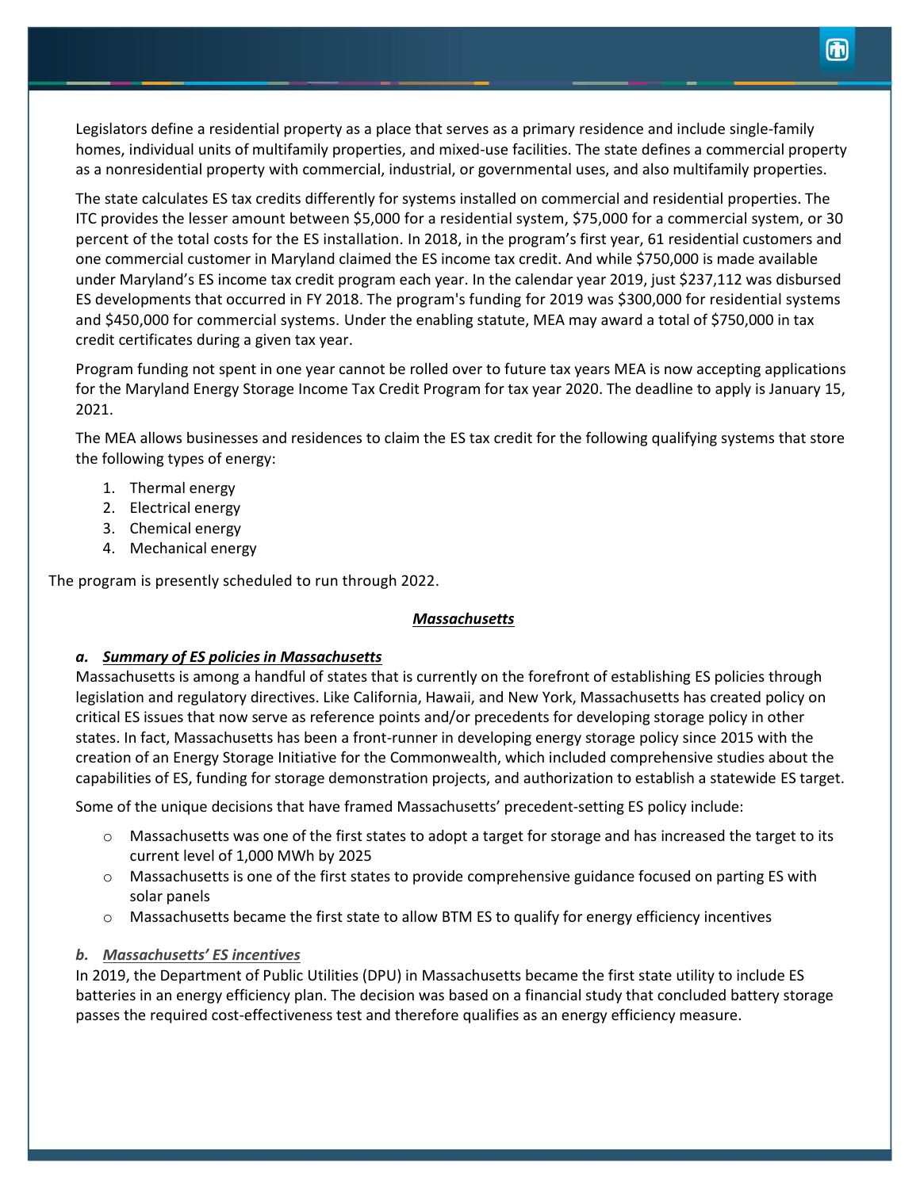Legislators define a residential property as a place that serves as a primary residence and include single-family homes, individual units of multifamily properties, and mixed-use facilities. The state defines a commercial property as a nonresidential property with commercial, industrial, or governmental uses, and also multifamily properties.

The state calculates ES tax credits differently for systems installed on commercial and residential properties. The ITC provides the lesser amount between $5,000 for a residential system, $75,000 for a commercial system, or 30 percent of the total costs for the ES installation. In 2018, in the program's first year, 61 residential customers and one commercial customer in Maryland claimed the ES income tax credit. And while $750,000 is made available under Maryland's ES income tax credit program each year. In the calendar year 2019, just $237,112 was disbursed ES developments that occurred in FY 2018. The program's funding for 2019 was $300,000 for residential systems and $450,000 for commercial systems. Under the enabling statute, MEA may award a total of $750,000 in tax credit certificates during a given tax year.

Program funding not spent in one year cannot be rolled over to future tax years MEA is now accepting applications for the Maryland Energy Storage Income Tax Credit Program for tax year 2020. The deadline to apply is January 15, 2021.

The MEA allows businesses and residences to claim the ES tax credit for the following qualifying systems that store the following types of energy:

1. Thermal energy
2. Electrical energy
3. Chemical energy
4. Mechanical energy

The program is presently scheduled to run through 2022.

## ***Massachusetts***

### *a. Summary of ES policies in Massachusetts*

Massachusetts is among a handful of states that is currently on the forefront of establishing ES policies through legislation and regulatory directives. Like California, Hawaii, and New York, Massachusetts has created policy on critical ES issues that now serve as reference points and/or precedents for developing storage policy in other states. In fact, Massachusetts has been a front-runner in developing energy storage policy since 2015 with the creation of an Energy Storage Initiative for the Commonwealth, which included comprehensive studies about the capabilities of ES, funding for storage demonstration projects, and authorization to establish a statewide ES target.

Some of the unique decisions that have framed Massachusetts' precedent-setting ES policy include:

- Massachusetts was one of the first states to adopt a target for storage and has increased the target to its current level of 1,000 MWh by 2025
- Massachusetts is one of the first states to provide comprehensive guidance focused on parting ES with solar panels
- Massachusetts became the first state to allow BTM ES to qualify for energy efficiency incentives

### *b. Massachusetts' ES incentives*

In 2019, the Department of Public Utilities (DPU) in Massachusetts became the first state utility to include ES batteries in an energy efficiency plan. The decision was based on a financial study that concluded battery storage passes the required cost-effectiveness test and therefore qualifies as an energy efficiency measure.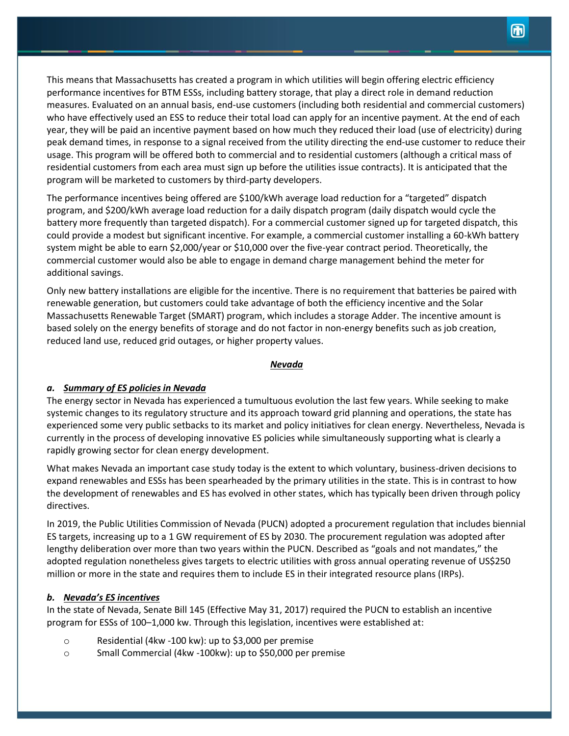This means that Massachusetts has created a program in which utilities will begin offering electric efficiency performance incentives for BTM ESSs, including battery storage, that play a direct role in demand reduction measures. Evaluated on an annual basis, end-use customers (including both residential and commercial customers) who have effectively used an ESS to reduce their total load can apply for an incentive payment. At the end of each year, they will be paid an incentive payment based on how much they reduced their load (use of electricity) during peak demand times, in response to a signal received from the utility directing the end-use customer to reduce their usage. This program will be offered both to commercial and to residential customers (although a critical mass of residential customers from each area must sign up before the utilities issue contracts). It is anticipated that the program will be marketed to customers by third-party developers.

The performance incentives being offered are $100/kWh average load reduction for a "targeted" dispatch program, and $200/kWh average load reduction for a daily dispatch program (daily dispatch would cycle the battery more frequently than targeted dispatch). For a commercial customer signed up for targeted dispatch, this could provide a modest but significant incentive. For example, a commercial customer installing a 60-kWh battery system might be able to earn $2,000/year or $10,000 over the five-year contract period. Theoretically, the commercial customer would also be able to engage in demand charge management behind the meter for additional savings.

Only new battery installations are eligible for the incentive. There is no requirement that batteries be paired with renewable generation, but customers could take advantage of both the efficiency incentive and the Solar Massachusetts Renewable Target (SMART) program, which includes a storage Adder. The incentive amount is based solely on the energy benefits of storage and do not factor in non-energy benefits such as job creation, reduced land use, reduced grid outages, or higher property values.

## *Nevada*

### *a. Summary of ES policies in Nevada*

The energy sector in Nevada has experienced a tumultuous evolution the last few years. While seeking to make systemic changes to its regulatory structure and its approach toward grid planning and operations, the state has experienced some very public setbacks to its market and policy initiatives for clean energy. Nevertheless, Nevada is currently in the process of developing innovative ES policies while simultaneously supporting what is clearly a rapidly growing sector for clean energy development.

What makes Nevada an important case study today is the extent to which voluntary, business-driven decisions to expand renewables and ESSs has been spearheaded by the primary utilities in the state. This is in contrast to how the development of renewables and ES has evolved in other states, which has typically been driven through policy directives.

In 2019, the Public Utilities Commission of Nevada (PUCN) adopted a procurement regulation that includes biennial ES targets, increasing up to a 1 GW requirement of ES by 2030. The procurement regulation was adopted after lengthy deliberation over more than two years within the PUCN. Described as "goals and not mandates," the adopted regulation nonetheless gives targets to electric utilities with gross annual operating revenue of US$250 million or more in the state and requires them to include ES in their integrated resource plans (IRPs).

### *b. Nevada's ES incentives*

In the state of Nevada, Senate Bill 145 (Effective May 31, 2017) required the PUCN to establish an incentive program for ESSs of 100–1,000 kw. Through this legislation, incentives were established at:

- Residential (4kw -100 kw): up to $3,000 per premise
- Small Commercial (4kw -100kw): up to $50,000 per premise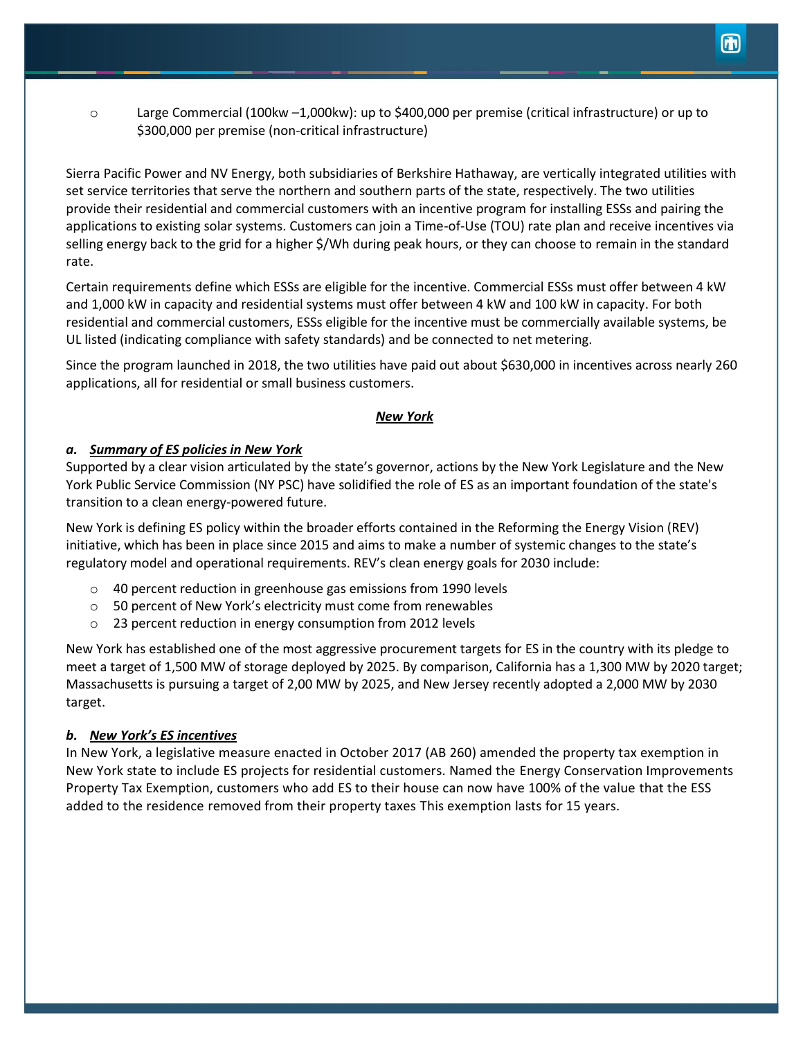- Large Commercial (100kw –1,000kw): up to $400,000 per premise (critical infrastructure) or up to $300,000 per premise (non-critical infrastructure)

Sierra Pacific Power and NV Energy, both subsidiaries of Berkshire Hathaway, are vertically integrated utilities with set service territories that serve the northern and southern parts of the state, respectively. The two utilities provide their residential and commercial customers with an incentive program for installing ESSs and pairing the applications to existing solar systems. Customers can join a Time-of-Use (TOU) rate plan and receive incentives via selling energy back to the grid for a higher $/Wh during peak hours, or they can choose to remain in the standard rate.

Certain requirements define which ESSs are eligible for the incentive. Commercial ESSs must offer between 4 kW and 1,000 kW in capacity and residential systems must offer between 4 kW and 100 kW in capacity. For both residential and commercial customers, ESSs eligible for the incentive must be commercially available systems, be UL listed (indicating compliance with safety standards) and be connected to net metering.

Since the program launched in 2018, the two utilities have paid out about $630,000 in incentives across nearly 260 applications, all for residential or small business customers.

## ***New York***

### ***a. Summary of ES policies in New York***

Supported by a clear vision articulated by the state's governor, actions by the New York Legislature and the New York Public Service Commission (NY PSC) have solidified the role of ES as an important foundation of the state's transition to a clean energy-powered future.

New York is defining ES policy within the broader efforts contained in the Reforming the Energy Vision (REV) initiative, which has been in place since 2015 and aims to make a number of systemic changes to the state's regulatory model and operational requirements. REV's clean energy goals for 2030 include:

- 40 percent reduction in greenhouse gas emissions from 1990 levels
- 50 percent of New York's electricity must come from renewables
- 23 percent reduction in energy consumption from 2012 levels

New York has established one of the most aggressive procurement targets for ES in the country with its pledge to meet a target of 1,500 MW of storage deployed by 2025. By comparison, California has a 1,300 MW by 2020 target; Massachusetts is pursuing a target of 2,00 MW by 2025, and New Jersey recently adopted a 2,000 MW by 2030 target.

### ***b. New York's ES incentives***

In New York, a legislative measure enacted in October 2017 (AB 260) amended the property tax exemption in New York state to include ES projects for residential customers. Named the Energy Conservation Improvements Property Tax Exemption, customers who add ES to their house can now have 100% of the value that the ESS added to the residence removed from their property taxes This exemption lasts for 15 years.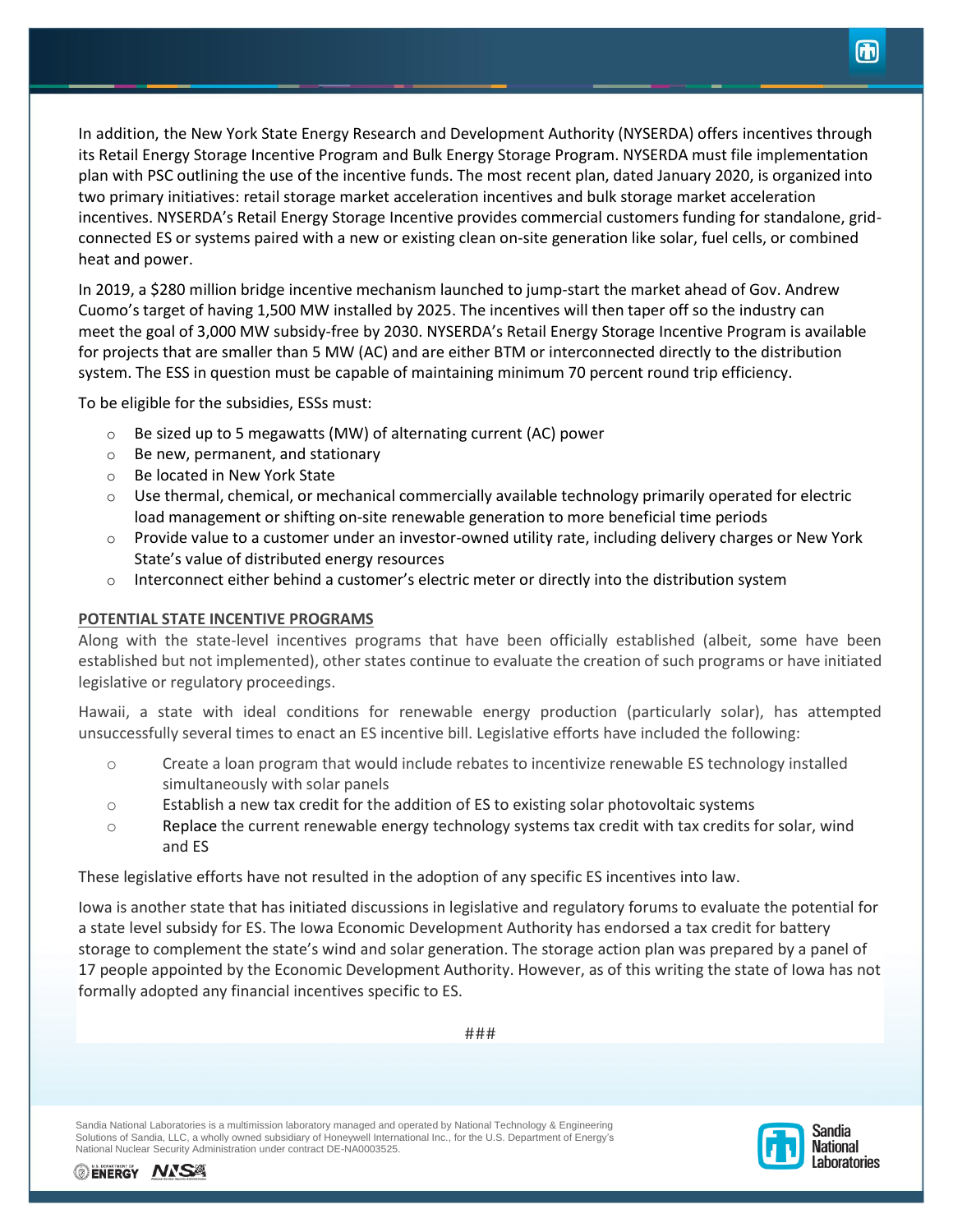In addition, the New York State Energy Research and Development Authority (NYSERDA) offers incentives through its Retail Energy Storage Incentive Program and Bulk Energy Storage Program. NYSERDA must file implementation plan with PSC outlining the use of the incentive funds. The most recent plan, dated January 2020, is organized into two primary initiatives: retail storage market acceleration incentives and bulk storage market acceleration incentives. NYSERDA's Retail Energy Storage Incentive provides commercial customers funding for standalone, grid-connected ES or systems paired with a new or existing clean on-site generation like solar, fuel cells, or combined heat and power.

In 2019, a $280 million bridge incentive mechanism launched to jump-start the market ahead of Gov. Andrew Cuomo's target of having 1,500 MW installed by 2025. The incentives will then taper off so the industry can meet the goal of 3,000 MW subsidy-free by 2030. NYSERDA's Retail Energy Storage Incentive Program is available for projects that are smaller than 5 MW (AC) and are either BTM or interconnected directly to the distribution system. The ESS in question must be capable of maintaining minimum 70 percent round trip efficiency.

To be eligible for the subsidies, ESSs must:

- Be sized up to 5 megawatts (MW) of alternating current (AC) power
- Be new, permanent, and stationary
- Be located in New York State
- Use thermal, chemical, or mechanical commercially available technology primarily operated for electric load management or shifting on-site renewable generation to more beneficial time periods
- Provide value to a customer under an investor-owned utility rate, including delivery charges or New York State's value of distributed energy resources
- Interconnect either behind a customer's electric meter or directly into the distribution system

## POTENTIAL STATE INCENTIVE PROGRAMS

Along with the state-level incentives programs that have been officially established (albeit, some have been established but not implemented), other states continue to evaluate the creation of such programs or have initiated legislative or regulatory proceedings.

Hawaii, a state with ideal conditions for renewable energy production (particularly solar), has attempted unsuccessfully several times to enact an ES incentive bill. Legislative efforts have included the following:

- Create a loan program that would include rebates to incentivize renewable ES technology installed simultaneously with solar panels
- Establish a new tax credit for the addition of ES to existing solar photovoltaic systems
- Replace the current renewable energy technology systems tax credit with tax credits for solar, wind and ES

These legislative efforts have not resulted in the adoption of any specific ES incentives into law.

Iowa is another state that has initiated discussions in legislative and regulatory forums to evaluate the potential for a state level subsidy for ES. The Iowa Economic Development Authority has endorsed a tax credit for battery storage to complement the state's wind and solar generation. The storage action plan was prepared by a panel of 17 people appointed by the Economic Development Authority. However, as of this writing the state of Iowa has not formally adopted any financial incentives specific to ES.

###

Sandia National Laboratories is a multimission laboratory managed and operated by National Technology & Engineering Solutions of Sandia, LLC, a wholly owned subsidiary of Honeywell International Inc., for the U.S. Department of Energy's National Nuclear Security Administration under contract DE-NA0003525.